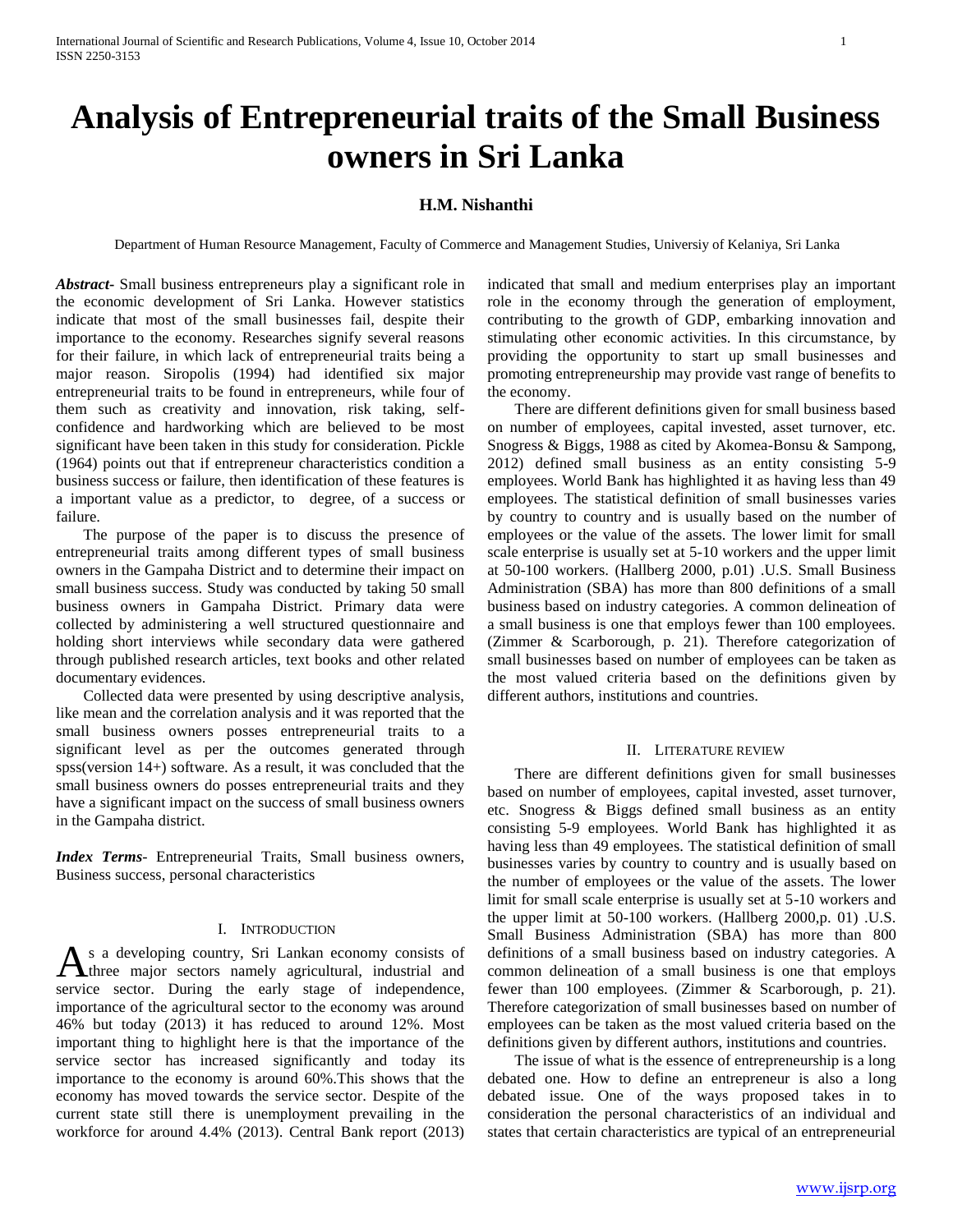# Analysis of Entrepreneurial traits of the Small Business owners in Sri Lanka

**H.M. Nishanthi**

Department of Human Resource Management, Faculty of Commerce and Management Studies, Universiy of Kelaniya, Sri Lanka

***Abstract***- Small business entrepreneurs play a significant role in the economic development of Sri Lanka. However statistics indicate that most of the small businesses fail, despite their importance to the economy. Researches signify several reasons for their failure, in which lack of entrepreneurial traits being a major reason. Siropolis (1994) had identified six major entrepreneurial traits to be found in entrepreneurs, while four of them such as creativity and innovation, risk taking, self-confidence and hardworking which are believed to be most significant have been taken in this study for consideration. Pickle (1964) points out that if entrepreneur characteristics condition a business success or failure, then identification of these features is a important value as a predictor, to degree, of a success or failure.

The purpose of the paper is to discuss the presence of entrepreneurial traits among different types of small business owners in the Gampaha District and to determine their impact on small business success. Study was conducted by taking 50 small business owners in Gampaha District. Primary data were collected by administering a well structured questionnaire and holding short interviews while secondary data were gathered through published research articles, text books and other related documentary evidences.

Collected data were presented by using descriptive analysis, like mean and the correlation analysis and it was reported that the small business owners posses entrepreneurial traits to a significant level as per the outcomes generated through spss(version 14+) software. As a result, it was concluded that the small business owners do posses entrepreneurial traits and they have a significant impact on the success of small business owners in the Gampaha district.

***Index Terms***- Entrepreneurial Traits, Small business owners, Business success, personal characteristics

## I. Introduction

As a developing country, Sri Lankan economy consists of three major sectors namely agricultural, industrial and service sector. During the early stage of independence, importance of the agricultural sector to the economy was around 46% but today (2013) it has reduced to around 12%. Most important thing to highlight here is that the importance of the service sector has increased significantly and today its importance to the economy is around 60%.This shows that the economy has moved towards the service sector. Despite of the current state still there is unemployment prevailing in the workforce for around 4.4% (2013). Central Bank report (2013) indicated that small and medium enterprises play an important role in the economy through the generation of employment, contributing to the growth of GDP, embarking innovation and stimulating other economic activities. In this circumstance, by providing the opportunity to start up small businesses and promoting entrepreneurship may provide vast range of benefits to the economy.

There are different definitions given for small business based on number of employees, capital invested, asset turnover, etc. Snogress & Biggs, 1988 as cited by Akomea-Bonsu & Sampong, 2012) defined small business as an entity consisting 5-9 employees. World Bank has highlighted it as having less than 49 employees. The statistical definition of small businesses varies by country to country and is usually based on the number of employees or the value of the assets. The lower limit for small scale enterprise is usually set at 5-10 workers and the upper limit at 50-100 workers. (Hallberg 2000, p.01) .U.S. Small Business Administration (SBA) has more than 800 definitions of a small business based on industry categories. A common delineation of a small business is one that employs fewer than 100 employees. (Zimmer & Scarborough, p. 21). Therefore categorization of small businesses based on number of employees can be taken as the most valued criteria based on the definitions given by different authors, institutions and countries.

## II. Literature review

There are different definitions given for small businesses based on number of employees, capital invested, asset turnover, etc. Snogress & Biggs defined small business as an entity consisting 5-9 employees. World Bank has highlighted it as having less than 49 employees. The statistical definition of small businesses varies by country to country and is usually based on the number of employees or the value of the assets. The lower limit for small scale enterprise is usually set at 5-10 workers and the upper limit at 50-100 workers. (Hallberg 2000,p. 01) .U.S. Small Business Administration (SBA) has more than 800 definitions of a small business based on industry categories. A common delineation of a small business is one that employs fewer than 100 employees. (Zimmer & Scarborough, p. 21). Therefore categorization of small businesses based on number of employees can be taken as the most valued criteria based on the definitions given by different authors, institutions and countries.

The issue of what is the essence of entrepreneurship is a long debated one. How to define an entrepreneur is also a long debated issue. One of the ways proposed takes in to consideration the personal characteristics of an individual and states that certain characteristics are typical of an entrepreneurial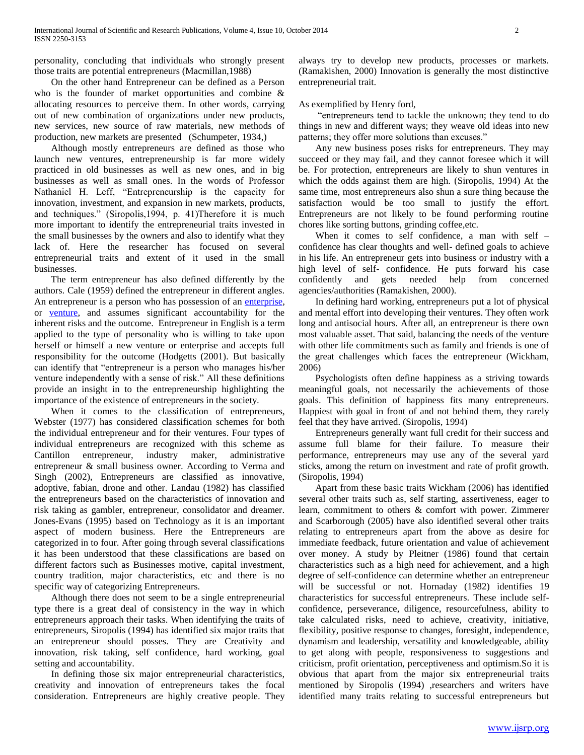personality, concluding that individuals who strongly present those traits are potential entrepreneurs (Macmillan,1988)

On the other hand Entrepreneur can be defined as a Person who is the founder of market opportunities and combine & allocating resources to perceive them. In other words, carrying out of new combination of organizations under new products, new services, new source of raw materials, new methods of production, new markets are presented (Schumpeter, 1934,)

Although mostly entrepreneurs are defined as those who launch new ventures, entrepreneurship is far more widely practiced in old businesses as well as new ones, and in big businesses as well as small ones. In the words of Professor Nathaniel H. Leff, "Entrepreneurship is the capacity for innovation, investment, and expansion in new markets, products, and techniques." (Siropolis,1994, p. 41)Therefore it is much more important to identify the entrepreneurial traits invested in the small businesses by the owners and also to identify what they lack of. Here the researcher has focused on several entrepreneurial traits and extent of it used in the small businesses.

The term entrepreneur has also defined differently by the authors. Cale (1959) defined the entrepreneur in different angles. An entrepreneur is a person who has possession of an enterprise, or venture, and assumes significant accountability for the inherent risks and the outcome. Entrepreneur in English is a term applied to the type of personality who is willing to take upon herself or himself a new venture or enterprise and accepts full responsibility for the outcome (Hodgetts (2001). But basically can identify that "entrepreneur is a person who manages his/her venture independently with a sense of risk." All these definitions provide an insight in to the entrepreneurship highlighting the importance of the existence of entrepreneurs in the society.

When it comes to the classification of entrepreneurs, Webster (1977) has considered classification schemes for both the individual entrepreneur and for their ventures. Four types of individual entrepreneurs are recognized with this scheme as Cantillon entrepreneur, industry maker, administrative entrepreneur & small business owner. According to Verma and Singh (2002), Entrepreneurs are classified as innovative, adoptive, fabian, drone and other. Landau (1982) has classified the entrepreneurs based on the characteristics of innovation and risk taking as gambler, entrepreneur, consolidator and dreamer. Jones-Evans (1995) based on Technology as it is an important aspect of modern business. Here the Entrepreneurs are categorized in to four. After going through several classifications it has been understood that these classifications are based on different factors such as Businesses motive, capital investment, country tradition, major characteristics, etc and there is no specific way of categorizing Entrepreneurs.

Although there does not seem to be a single entrepreneurial type there is a great deal of consistency in the way in which entrepreneurs approach their tasks. When identifying the traits of entrepreneurs, Siropolis (1994) has identified six major traits that an entrepreneur should posses. They are Creativity and innovation, risk taking, self confidence, hard working, goal setting and accountability.

In defining those six major entrepreneurial characteristics, creativity and innovation of entrepreneurs takes the focal consideration. Entrepreneurs are highly creative people. They always try to develop new products, processes or markets. (Ramakishen, 2000) Innovation is generally the most distinctive entrepreneurial trait.

As exemplified by Henry ford,

"entrepreneurs tend to tackle the unknown; they tend to do things in new and different ways; they weave old ideas into new patterns; they offer more solutions than excuses."

Any new business poses risks for entrepreneurs. They may succeed or they may fail, and they cannot foresee which it will be. For protection, entrepreneurs are likely to shun ventures in which the odds against them are high. (Siropolis, 1994) At the same time, most entrepreneurs also shun a sure thing because the satisfaction would be too small to justify the effort. Entrepreneurs are not likely to be found performing routine chores like sorting buttons, grinding coffee,etc.

When it comes to self confidence, a man with self – confidence has clear thoughts and well- defined goals to achieve in his life. An entrepreneur gets into business or industry with a high level of self- confidence. He puts forward his case confidently and gets needed help from concerned agencies/authorities (Ramakishen, 2000).

In defining hard working, entrepreneurs put a lot of physical and mental effort into developing their ventures. They often work long and antisocial hours. After all, an entrepreneur is there own most valuable asset. That said, balancing the needs of the venture with other life commitments such as family and friends is one of the great challenges which faces the entrepreneur (Wickham, 2006)

Psychologists often define happiness as a striving towards meaningful goals, not necessarily the achievements of those goals. This definition of happiness fits many entrepreneurs. Happiest with goal in front of and not behind them, they rarely feel that they have arrived. (Siropolis, 1994)

Entrepreneurs generally want full credit for their success and assume full blame for their failure. To measure their performance, entrepreneurs may use any of the several yard sticks, among the return on investment and rate of profit growth. (Siropolis, 1994)

Apart from these basic traits Wickham (2006) has identified several other traits such as, self starting, assertiveness, eager to learn, commitment to others & comfort with power. Zimmerer and Scarborough (2005) have also identified several other traits relating to entrepreneurs apart from the above as desire for immediate feedback, future orientation and value of achievement over money. A study by Pleitner (1986) found that certain characteristics such as a high need for achievement, and a high degree of self-confidence can determine whether an entrepreneur will be successful or not. Hornaday (1982) identifies 19 characteristics for successful entrepreneurs. These include self-confidence, perseverance, diligence, resourcefulness, ability to take calculated risks, need to achieve, creativity, initiative, flexibility, positive response to changes, foresight, independence, dynamism and leadership, versatility and knowledgeable, ability to get along with people, responsiveness to suggestions and criticism, profit orientation, perceptiveness and optimism.So it is obvious that apart from the major six entrepreneurial traits mentioned by Siropolis (1994) ,researchers and writers have identified many traits relating to successful entrepreneurs but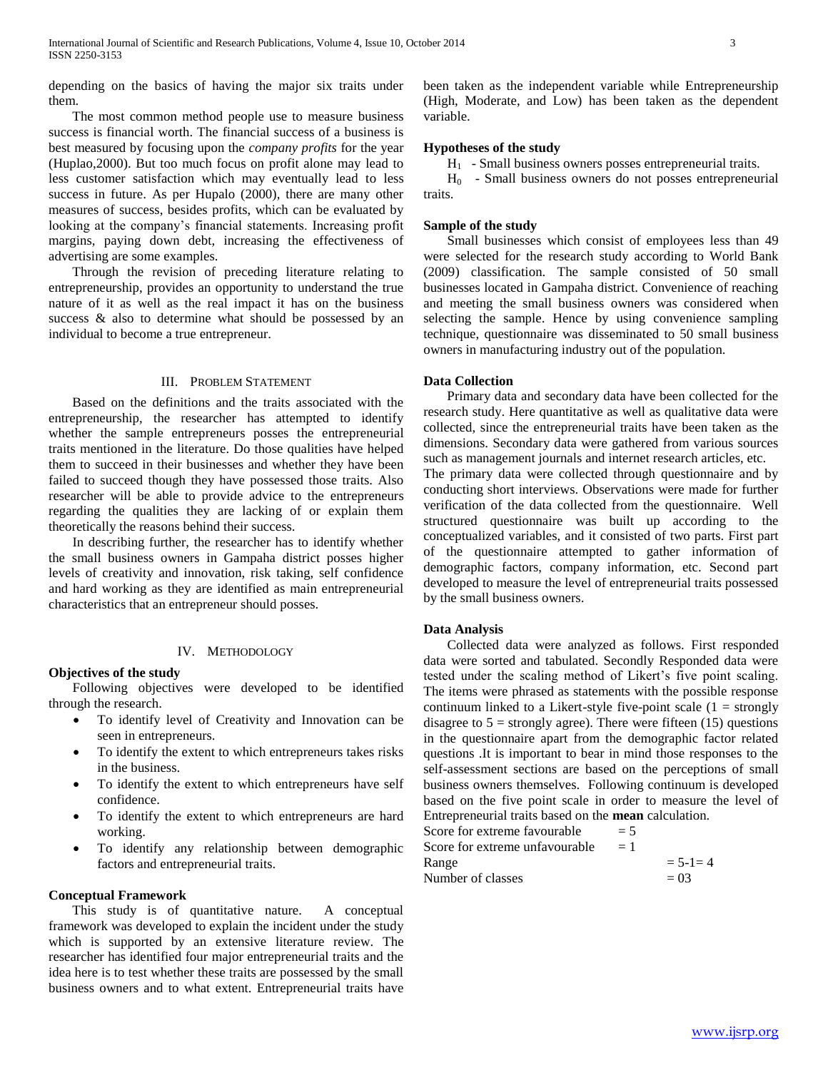depending on the basics of having the major six traits under them.

The most common method people use to measure business success is financial worth. The financial success of a business is best measured by focusing upon the *company profits* for the year (Huplao,2000). But too much focus on profit alone may lead to less customer satisfaction which may eventually lead to less success in future. As per Hupalo (2000), there are many other measures of success, besides profits, which can be evaluated by looking at the company's financial statements. Increasing profit margins, paying down debt, increasing the effectiveness of advertising are some examples.

Through the revision of preceding literature relating to entrepreneurship, provides an opportunity to understand the true nature of it as well as the real impact it has on the business success & also to determine what should be possessed by an individual to become a true entrepreneur.

## III. Problem Statement

Based on the definitions and the traits associated with the entrepreneurship, the researcher has attempted to identify whether the sample entrepreneurs posses the entrepreneurial traits mentioned in the literature. Do those qualities have helped them to succeed in their businesses and whether they have been failed to succeed though they have possessed those traits. Also researcher will be able to provide advice to the entrepreneurs regarding the qualities they are lacking of or explain them theoretically the reasons behind their success.

In describing further, the researcher has to identify whether the small business owners in Gampaha district posses higher levels of creativity and innovation, risk taking, self confidence and hard working as they are identified as main entrepreneurial characteristics that an entrepreneur should posses.

## IV. Methodology

**Objectives of the study**

Following objectives were developed to be identified through the research.

- To identify level of Creativity and Innovation can be seen in entrepreneurs.
- To identify the extent to which entrepreneurs takes risks in the business.
- To identify the extent to which entrepreneurs have self confidence.
- To identify the extent to which entrepreneurs are hard working.
- To identify any relationship between demographic factors and entrepreneurial traits.

**Conceptual Framework**

This study is of quantitative nature. A conceptual framework was developed to explain the incident under the study which is supported by an extensive literature review. The researcher has identified four major entrepreneurial traits and the idea here is to test whether these traits are possessed by the small business owners and to what extent. Entrepreneurial traits have been taken as the independent variable while Entrepreneurship (High, Moderate, and Low) has been taken as the dependent variable.

**Hypotheses of the study**

$H_1$ - Small business owners posses entrepreneurial traits.

$H_0$ - Small business owners do not posses entrepreneurial traits.

**Sample of the study**

Small businesses which consist of employees less than 49 were selected for the research study according to World Bank (2009) classification. The sample consisted of 50 small businesses located in Gampaha district. Convenience of reaching and meeting the small business owners was considered when selecting the sample. Hence by using convenience sampling technique, questionnaire was disseminated to 50 small business owners in manufacturing industry out of the population.

**Data Collection**

Primary data and secondary data have been collected for the research study. Here quantitative as well as qualitative data were collected, since the entrepreneurial traits have been taken as the dimensions. Secondary data were gathered from various sources such as management journals and internet research articles, etc.

The primary data were collected through questionnaire and by conducting short interviews. Observations were made for further verification of the data collected from the questionnaire. Well structured questionnaire was built up according to the conceptualized variables, and it consisted of two parts. First part of the questionnaire attempted to gather information of demographic factors, company information, etc. Second part developed to measure the level of entrepreneurial traits possessed by the small business owners.

**Data Analysis**

Collected data were analyzed as follows. First responded data were sorted and tabulated. Secondly Responded data were tested under the scaling method of Likert's five point scaling. The items were phrased as statements with the possible response continuum linked to a Likert-style five-point scale (1 = strongly disagree to 5 = strongly agree). There were fifteen (15) questions in the questionnaire apart from the demographic factor related questions .It is important to bear in mind those responses to the self-assessment sections are based on the perceptions of small business owners themselves. Following continuum is developed based on the five point scale in order to measure the level of Entrepreneurial traits based on the **mean** calculation.

Score for extreme favourable = 5
Score for extreme unfavourable = 1
Range = 5-1= 4
Number of classes = 03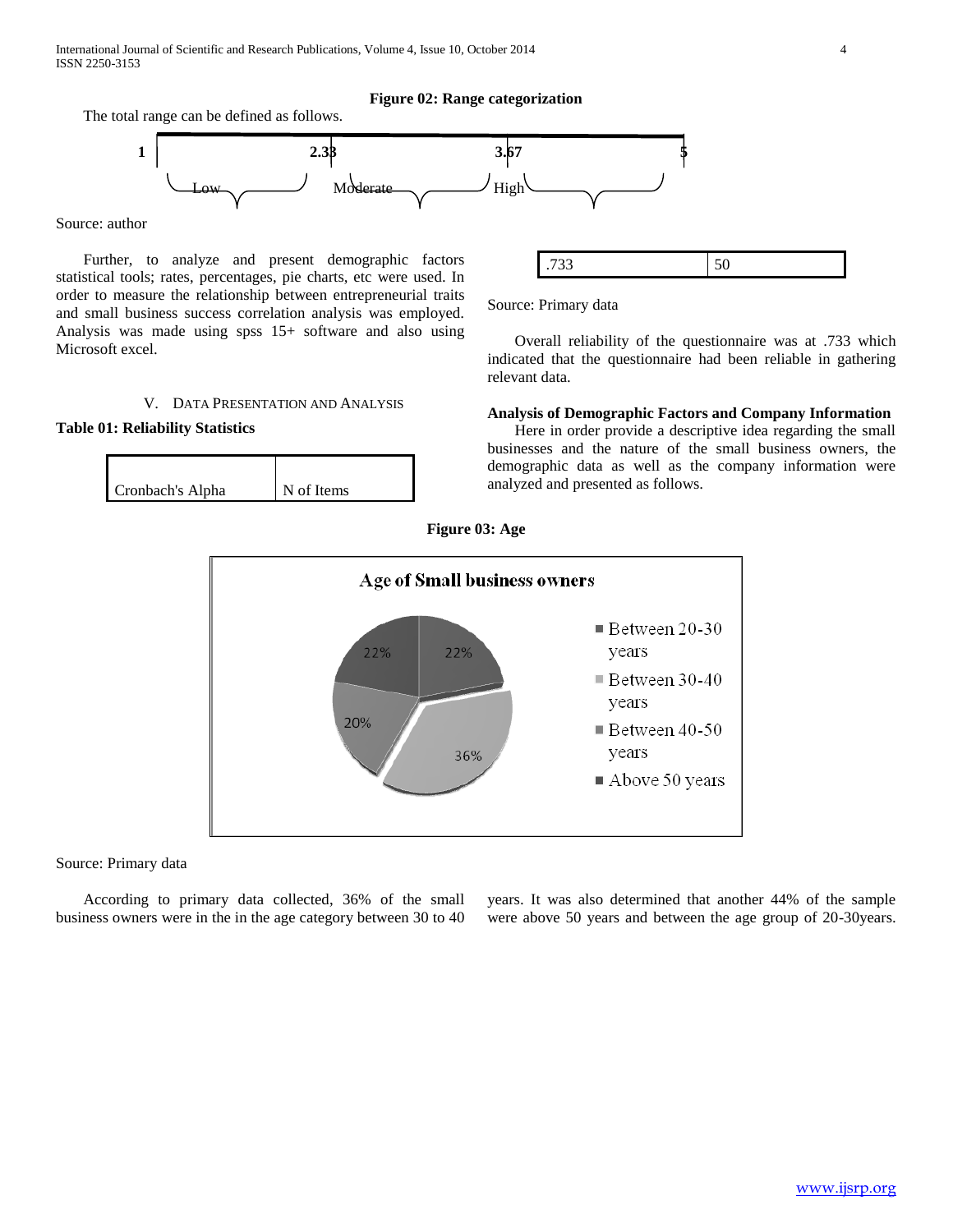**Figure 02: Range categorization**

The total range can be defined as follows.

| 1 | 2.33 | 3.67 | 5 |
|---|---|---|---|
| Low | Moderate | High | |

Source: author

Further, to analyze and present demographic factors statistical tools; rates, percentages, pie charts, etc were used. In order to measure the relationship between entrepreneurial traits and small business success correlation analysis was employed. Analysis was made using spss 15+ software and also using Microsoft excel.

## V. Data Presentation and Analysis

**Table 01: Reliability Statistics**

| Cronbach's Alpha | N of Items |
|---|---|
| .733 | 50 |

Source: Primary data

Overall reliability of the questionnaire was at .733 which indicated that the questionnaire had been reliable in gathering relevant data.

**Analysis of Demographic Factors and Company Information**

Here in order provide a descriptive idea regarding the small businesses and the nature of the small business owners, the demographic data as well as the company information were analyzed and presented as follows.

**Figure 03: Age**

Age of Small business owners

| Age | Percentage |
|---|---|
| Between 20-30 years | 22% |
| Between 30-40 years | 36% |
| Between 40-50 years | 20% |
| Above 50 years | 22% |

Source: Primary data

According to primary data collected, 36% of the small business owners were in the in the age category between 30 to 40 years. It was also determined that another 44% of the sample were above 50 years and between the age group of 20-30years.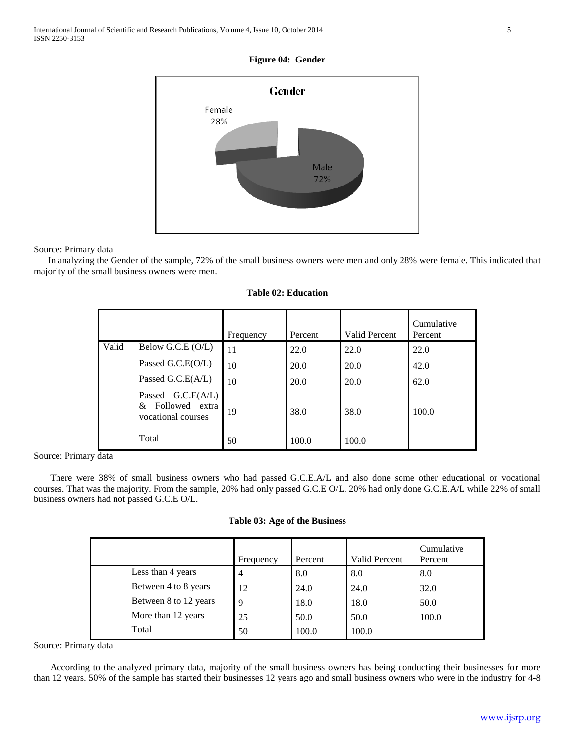**Figure 04: Gender**

Source: Primary data

In analyzing the Gender of the sample, 72% of the small business owners were men and only 28% were female. This indicated that majority of the small business owners were men.

**Table 02: Education**

| | | Frequency | Percent | Valid Percent | Cumulative Percent |
|---|---|---|---|---|---|
| Valid | Below G.C.E (O/L) | 11 | 22.0 | 22.0 | 22.0 |
| | Passed G.C.E(O/L) | 10 | 20.0 | 20.0 | 42.0 |
| | Passed G.C.E(A/L) | 10 | 20.0 | 20.0 | 62.0 |
| | Passed G.C.E(A/L) & Followed extra vocational courses | 19 | 38.0 | 38.0 | 100.0 |
| | Total | 50 | 100.0 | 100.0 | |

Source: Primary data

There were 38% of small business owners who had passed G.C.E.A/L and also done some other educational or vocational courses. That was the majority. From the sample, 20% had only passed G.C.E O/L. 20% had only done G.C.E.A/L while 22% of small business owners had not passed G.C.E O/L.

**Table 03: Age of the Business**

| | Frequency | Percent | Valid Percent | Cumulative Percent |
|---|---|---|---|---|
| Less than 4 years | 4 | 8.0 | 8.0 | 8.0 |
| Between 4 to 8 years | 12 | 24.0 | 24.0 | 32.0 |
| Between 8 to 12 years | 9 | 18.0 | 18.0 | 50.0 |
| More than 12 years | 25 | 50.0 | 50.0 | 100.0 |
| Total | 50 | 100.0 | 100.0 | |

Source: Primary data

According to the analyzed primary data, majority of the small business owners has being conducting their businesses for more than 12 years. 50% of the sample has started their businesses 12 years ago and small business owners who were in the industry for 4-8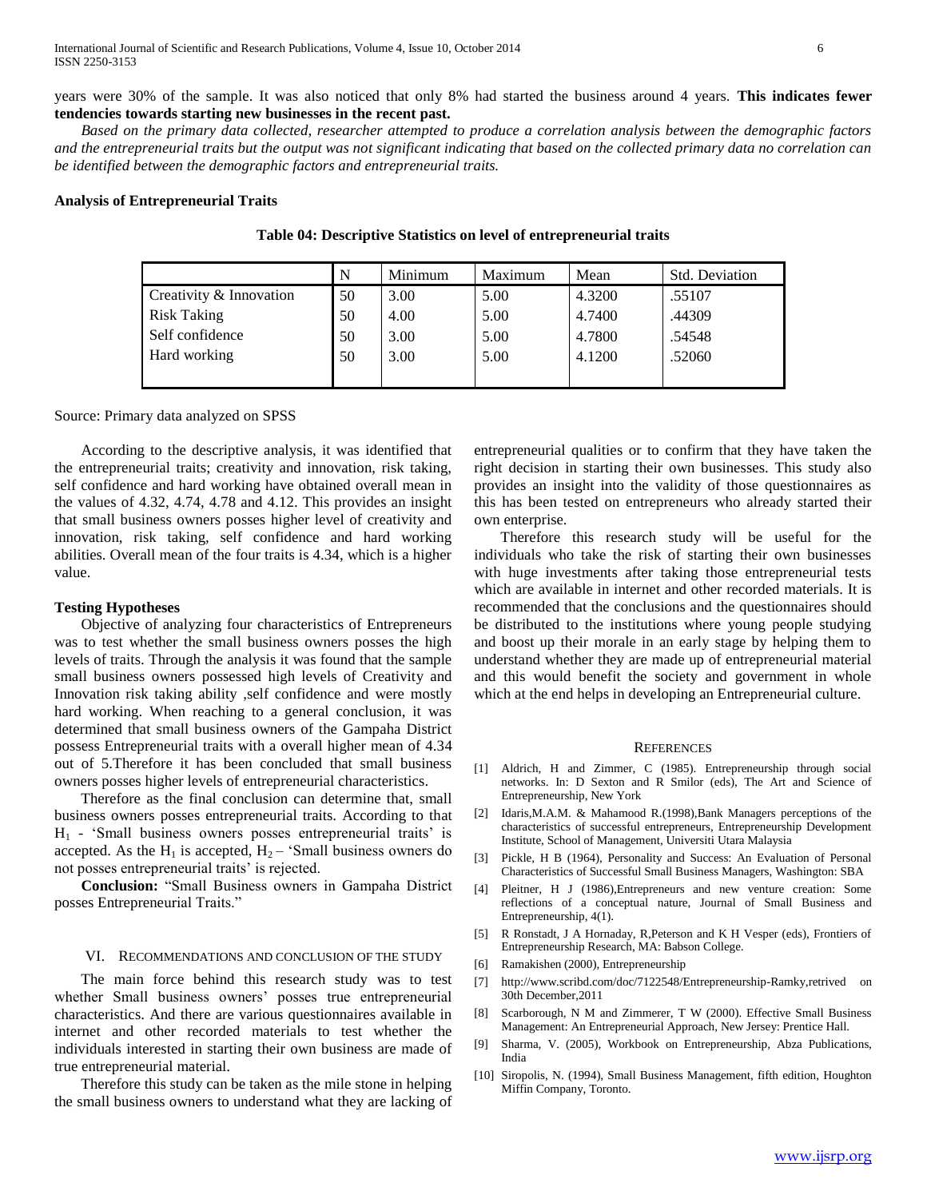years were 30% of the sample. It was also noticed that only 8% had started the business around 4 years. **This indicates fewer tendencies towards starting new businesses in the recent past.**

*Based on the primary data collected, researcher attempted to produce a correlation analysis between the demographic factors and the entrepreneurial traits but the output was not significant indicating that based on the collected primary data no correlation can be identified between the demographic factors and entrepreneurial traits.*

**Analysis of Entrepreneurial Traits**

**Table 04: Descriptive Statistics on level of entrepreneurial traits**

| | N | Minimum | Maximum | Mean | Std. Deviation |
|---|---|---|---|---|---|
| Creativity & Innovation | 50 | 3.00 | 5.00 | 4.3200 | .55107 |
| Risk Taking | 50 | 4.00 | 5.00 | 4.7400 | .44309 |
| Self confidence | 50 | 3.00 | 5.00 | 4.7800 | .54548 |
| Hard working | 50 | 3.00 | 5.00 | 4.1200 | .52060 |

Source: Primary data analyzed on SPSS

According to the descriptive analysis, it was identified that the entrepreneurial traits; creativity and innovation, risk taking, self confidence and hard working have obtained overall mean in the values of 4.32, 4.74, 4.78 and 4.12. This provides an insight that small business owners posses higher level of creativity and innovation, risk taking, self confidence and hard working abilities. Overall mean of the four traits is 4.34, which is a higher value.

**Testing Hypotheses**

Objective of analyzing four characteristics of Entrepreneurs was to test whether the small business owners posses the high levels of traits. Through the analysis it was found that the sample small business owners possessed high levels of Creativity and Innovation risk taking ability ,self confidence and were mostly hard working. When reaching to a general conclusion, it was determined that small business owners of the Gampaha District possess Entrepreneurial traits with a overall higher mean of 4.34 out of 5.Therefore it has been concluded that small business owners posses higher levels of entrepreneurial characteristics.

Therefore as the final conclusion can determine that, small business owners posses entrepreneurial traits. According to that $H_1$ - 'Small business owners posses entrepreneurial traits' is accepted. As the $H_1$ is accepted, $H_2$ – 'Small business owners do not posses entrepreneurial traits' is rejected.

**Conclusion:** "Small Business owners in Gampaha District posses Entrepreneurial Traits."

## VI. Recommendations and Conclusion of the Study

The main force behind this research study was to test whether Small business owners' posses true entrepreneurial characteristics. And there are various questionnaires available in internet and other recorded materials to test whether the individuals interested in starting their own business are made of true entrepreneurial material.

Therefore this study can be taken as the mile stone in helping the small business owners to understand what they are lacking of entrepreneurial qualities or to confirm that they have taken the right decision in starting their own businesses. This study also provides an insight into the validity of those questionnaires as this has been tested on entrepreneurs who already started their own enterprise.

Therefore this research study will be useful for the individuals who take the risk of starting their own businesses with huge investments after taking those entrepreneurial tests which are available in internet and other recorded materials. It is recommended that the conclusions and the questionnaires should be distributed to the institutions where young people studying and boost up their morale in an early stage by helping them to understand whether they are made up of entrepreneurial material and this would benefit the society and government in whole which at the end helps in developing an Entrepreneurial culture.

## References

[1] Aldrich, H and Zimmer, C (1985). Entrepreneurship through social networks. In: D Sexton and R Smilor (eds), The Art and Science of Entrepreneurship, New York

[2] Idaris,M.A.M. & Mahamood R.(1998),Bank Managers perceptions of the characteristics of successful entrepreneurs, Entrepreneurship Development Institute, School of Management, Universiti Utara Malaysia

[3] Pickle, H B (1964), Personality and Success: An Evaluation of Personal Characteristics of Successful Small Business Managers, Washington: SBA

[4] Pleitner, H J (1986),Entrepreneurs and new venture creation: Some reflections of a conceptual nature, Journal of Small Business and Entrepreneurship, 4(1).

[5] R Ronstadt, J A Hornaday, R,Peterson and K H Vesper (eds), Frontiers of Entrepreneurship Research, MA: Babson College.

[6] Ramakishen (2000), Entrepreneurship

[7] http://www.scribd.com/doc/7122548/Entrepreneurship-Ramky,retrived on 30th December,2011

[8] Scarborough, N M and Zimmerer, T W (2000). Effective Small Business Management: An Entrepreneurial Approach, New Jersey: Prentice Hall.

[9] Sharma, V. (2005), Workbook on Entrepreneurship, Abza Publications, India

[10] Siropolis, N. (1994), Small Business Management, fifth edition, Houghton Miffin Company, Toronto.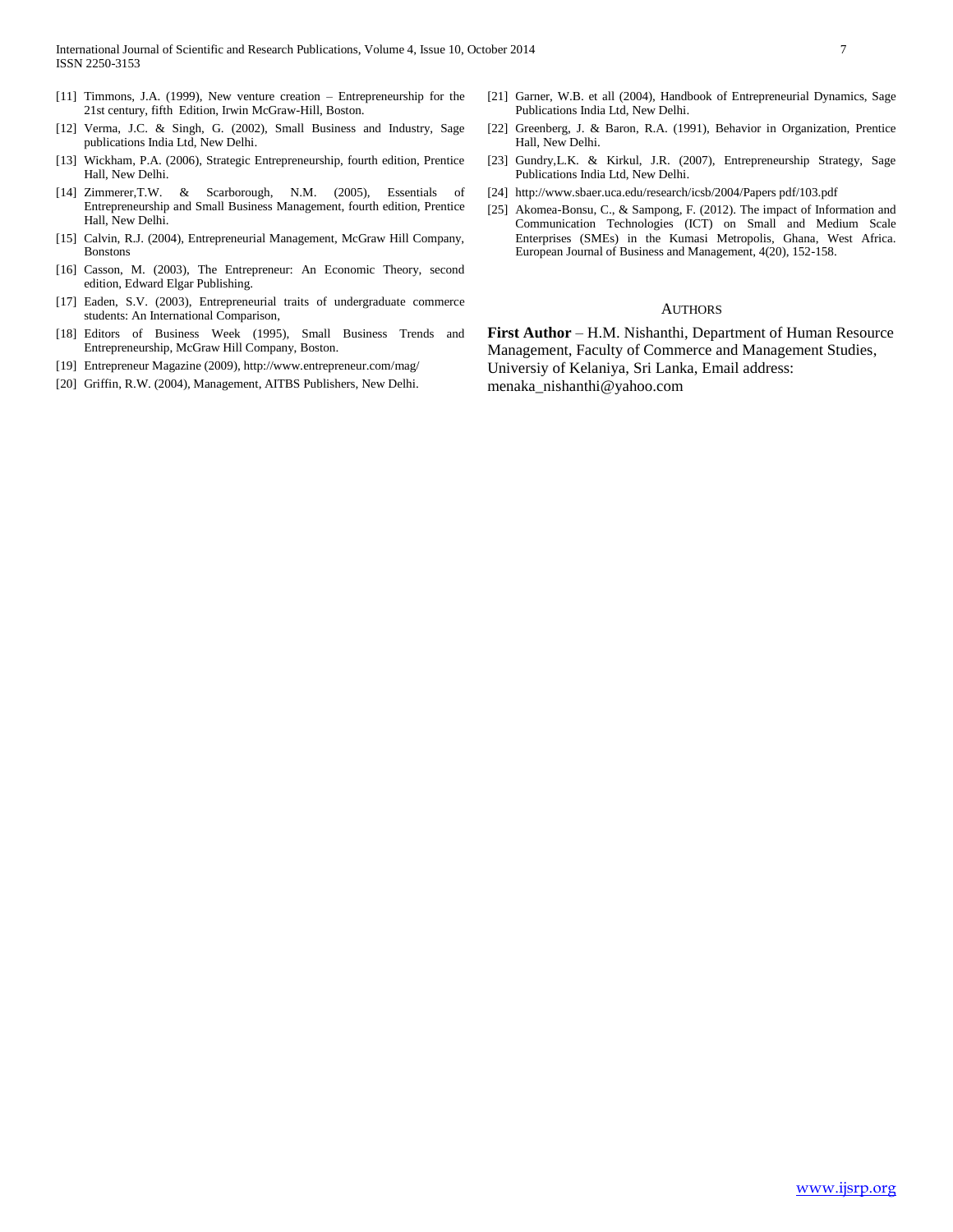[11] Timmons, J.A. (1999), New venture creation – Entrepreneurship for the 21st century, fifth Edition, Irwin McGraw-Hill, Boston.

[12] Verma, J.C. & Singh, G. (2002), Small Business and Industry, Sage publications India Ltd, New Delhi.

[13] Wickham, P.A. (2006), Strategic Entrepreneurship, fourth edition, Prentice Hall, New Delhi.

[14] Zimmerer,T.W. & Scarborough, N.M. (2005), Essentials of Entrepreneurship and Small Business Management, fourth edition, Prentice Hall, New Delhi.

[15] Calvin, R.J. (2004), Entrepreneurial Management, McGraw Hill Company, Bonstons

[16] Casson, M. (2003), The Entrepreneur: An Economic Theory, second edition, Edward Elgar Publishing.

[17] Eaden, S.V. (2003), Entrepreneurial traits of undergraduate commerce students: An International Comparison,

[18] Editors of Business Week (1995), Small Business Trends and Entrepreneurship, McGraw Hill Company, Boston.

[19] Entrepreneur Magazine (2009), http://www.entrepreneur.com/mag/

[20] Griffin, R.W. (2004), Management, AITBS Publishers, New Delhi.

[21] Garner, W.B. et all (2004), Handbook of Entrepreneurial Dynamics, Sage Publications India Ltd, New Delhi.

[22] Greenberg, J. & Baron, R.A. (1991), Behavior in Organization, Prentice Hall, New Delhi.

[23] Gundry,L.K. & Kirkul, J.R. (2007), Entrepreneurship Strategy, Sage Publications India Ltd, New Delhi.

[24] http://www.sbaer.uca.edu/research/icsb/2004/Papers pdf/103.pdf

[25] Akomea-Bonsu, C., & Sampong, F. (2012). The impact of Information and Communication Technologies (ICT) on Small and Medium Scale Enterprises (SMEs) in the Kumasi Metropolis, Ghana, West Africa. European Journal of Business and Management, 4(20), 152-158.

## AUTHORS

**First Author** – H.M. Nishanthi, Department of Human Resource Management, Faculty of Commerce and Management Studies, Universiy of Kelaniya, Sri Lanka, Email address: menaka_nishanthi@yahoo.com